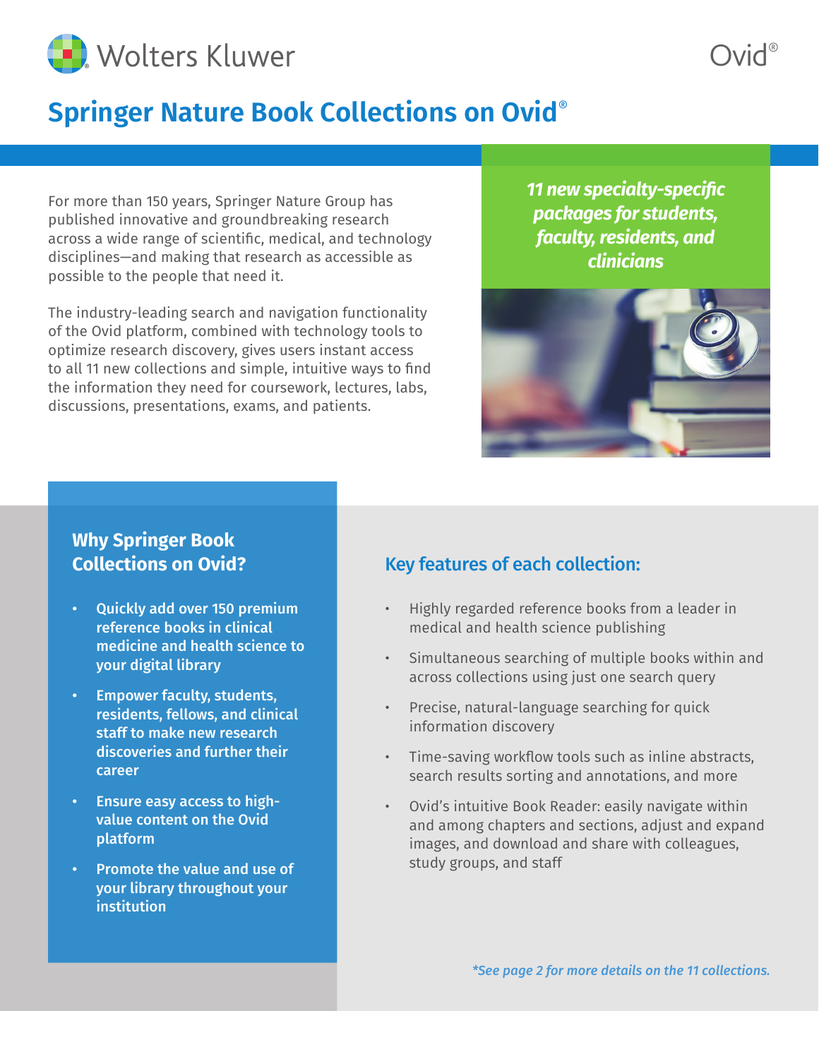Wolters Kluwer

Ovid®

# Springer Nature Book Collections on Ovid®

For more than 150 years, Springer Nature Group has published innovative and groundbreaking research across a wide range of scientific, medical, and technology disciplines—and making that research as accessible as possible to the people that need it.

The industry-leading search and navigation functionality of the Ovid platform, combined with technology tools to optimize research discovery, gives users instant access to all 11 new collections and simple, intuitive ways to find the information they need for coursework, lectures, labs, discussions, presentations, exams, and patients.

***11 new specialty-specific packages for students, faculty, residents, and clinicians***

## Why Springer Book Collections on Ovid?

- **Quickly add over 150 premium reference books in clinical medicine and health science to your digital library**
- **Empower faculty, students, residents, fellows, and clinical staff to make new research discoveries and further their career**
- **Ensure easy access to high-value content on the Ovid platform**
- **Promote the value and use of your library throughout your institution**

## Key features of each collection:

- Highly regarded reference books from a leader in medical and health science publishing
- Simultaneous searching of multiple books within and across collections using just one search query
- Precise, natural-language searching for quick information discovery
- Time-saving workflow tools such as inline abstracts, search results sorting and annotations, and more
- Ovid's intuitive Book Reader: easily navigate within and among chapters and sections, adjust and expand images, and download and share with colleagues, study groups, and staff

*\*See page 2 for more details on the 11 collections.*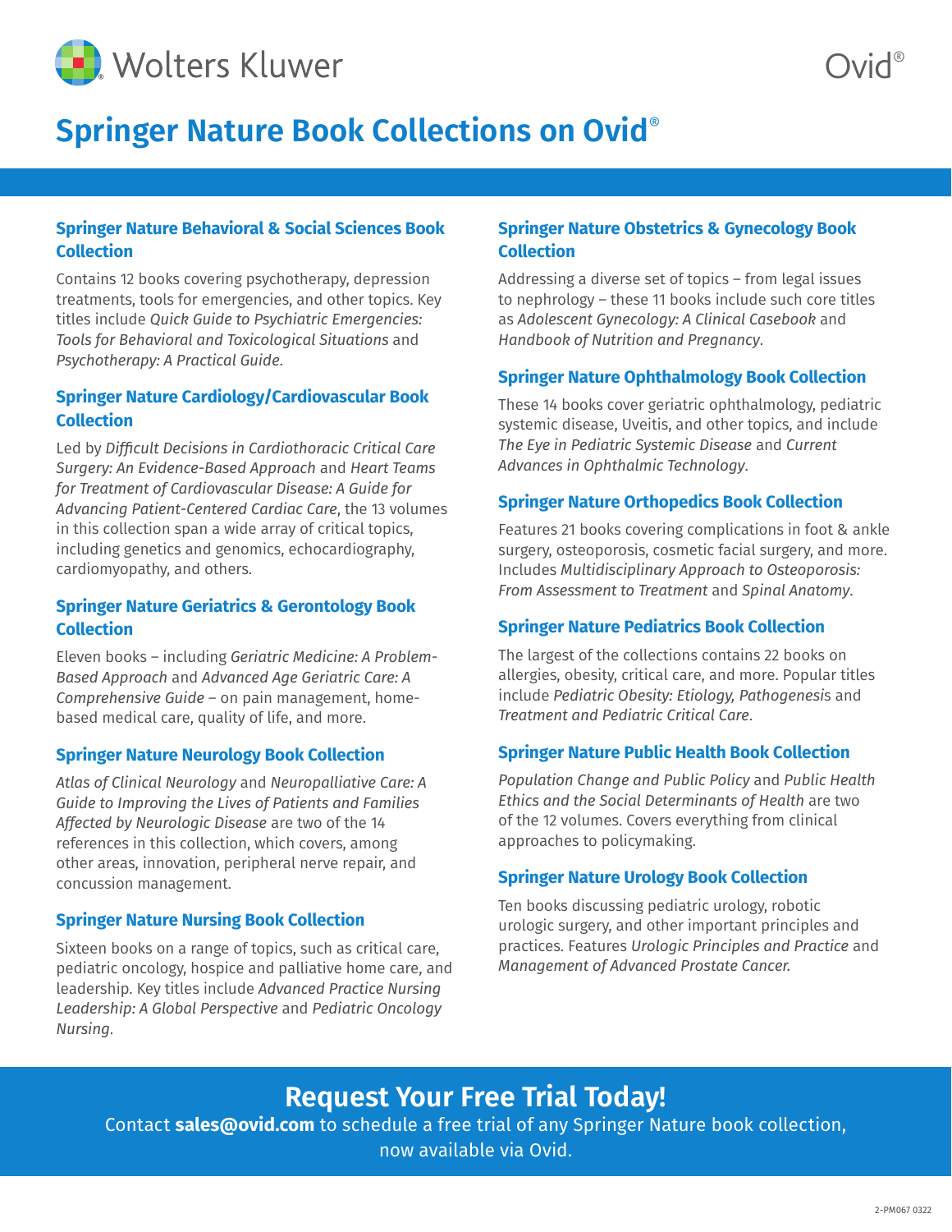Wolters Kluwer

Ovid®

# Springer Nature Book Collections on Ovid®

### Springer Nature Behavioral & Social Sciences Book Collection

Contains 12 books covering psychotherapy, depression treatments, tools for emergencies, and other topics. Key titles include *Quick Guide to Psychiatric Emergencies: Tools for Behavioral and Toxicological Situations* and *Psychotherapy: A Practical Guide.*

### Springer Nature Cardiology/Cardiovascular Book Collection

Led by *Difficult Decisions in Cardiothoracic Critical Care Surgery: An Evidence-Based Approach* and *Heart Teams for Treatment of Cardiovascular Disease: A Guide for Advancing Patient-Centered Cardiac Care*, the 13 volumes in this collection span a wide array of critical topics, including genetics and genomics, echocardiography, cardiomyopathy, and others.

### Springer Nature Geriatrics & Gerontology Book Collection

Eleven books – including *Geriatric Medicine: A Problem-Based Approach* and *Advanced Age Geriatric Care: A Comprehensive Guide* – on pain management, home-based medical care, quality of life, and more.

### Springer Nature Neurology Book Collection

*Atlas of Clinical Neurology* and *Neuropalliative Care: A Guide to Improving the Lives of Patients and Families Affected by Neurologic Disease* are two of the 14 references in this collection, which covers, among other areas, innovation, peripheral nerve repair, and concussion management.

### Springer Nature Nursing Book Collection

Sixteen books on a range of topics, such as critical care, pediatric oncology, hospice and palliative home care, and leadership. Key titles include *Advanced Practice Nursing Leadership: A Global Perspective* and *Pediatric Oncology Nursing*.

### Springer Nature Obstetrics & Gynecology Book Collection

Addressing a diverse set of topics – from legal issues to nephrology – these 11 books include such core titles as *Adolescent Gynecology: A Clinical Casebook* and *Handbook of Nutrition and Pregnancy*.

### Springer Nature Ophthalmology Book Collection

These 14 books cover geriatric ophthalmology, pediatric systemic disease, Uveitis, and other topics, and include *The Eye in Pediatric Systemic Disease* and *Current Advances in Ophthalmic Technology*.

### Springer Nature Orthopedics Book Collection

Features 21 books covering complications in foot & ankle surgery, osteoporosis, cosmetic facial surgery, and more. Includes *Multidisciplinary Approach to Osteoporosis: From Assessment to Treatment* and *Spinal Anatomy*.

### Springer Nature Pediatrics Book Collection

The largest of the collections contains 22 books on allergies, obesity, critical care, and more. Popular titles include *Pediatric Obesity: Etiology, Pathogenesis* and *Treatment and Pediatric Critical Care*.

### Springer Nature Public Health Book Collection

*Population Change and Public Policy* and *Public Health Ethics and the Social Determinants of Health* are two of the 12 volumes. Covers everything from clinical approaches to policymaking.

### Springer Nature Urology Book Collection

Ten books discussing pediatric urology, robotic urologic surgery, and other important principles and practices. Features *Urologic Principles and Practice* and *Management of Advanced Prostate Cancer.*

## Request Your Free Trial Today!

Contact **sales@ovid.com** to schedule a free trial of any Springer Nature book collection, now available via Ovid.

2-PM067 0322